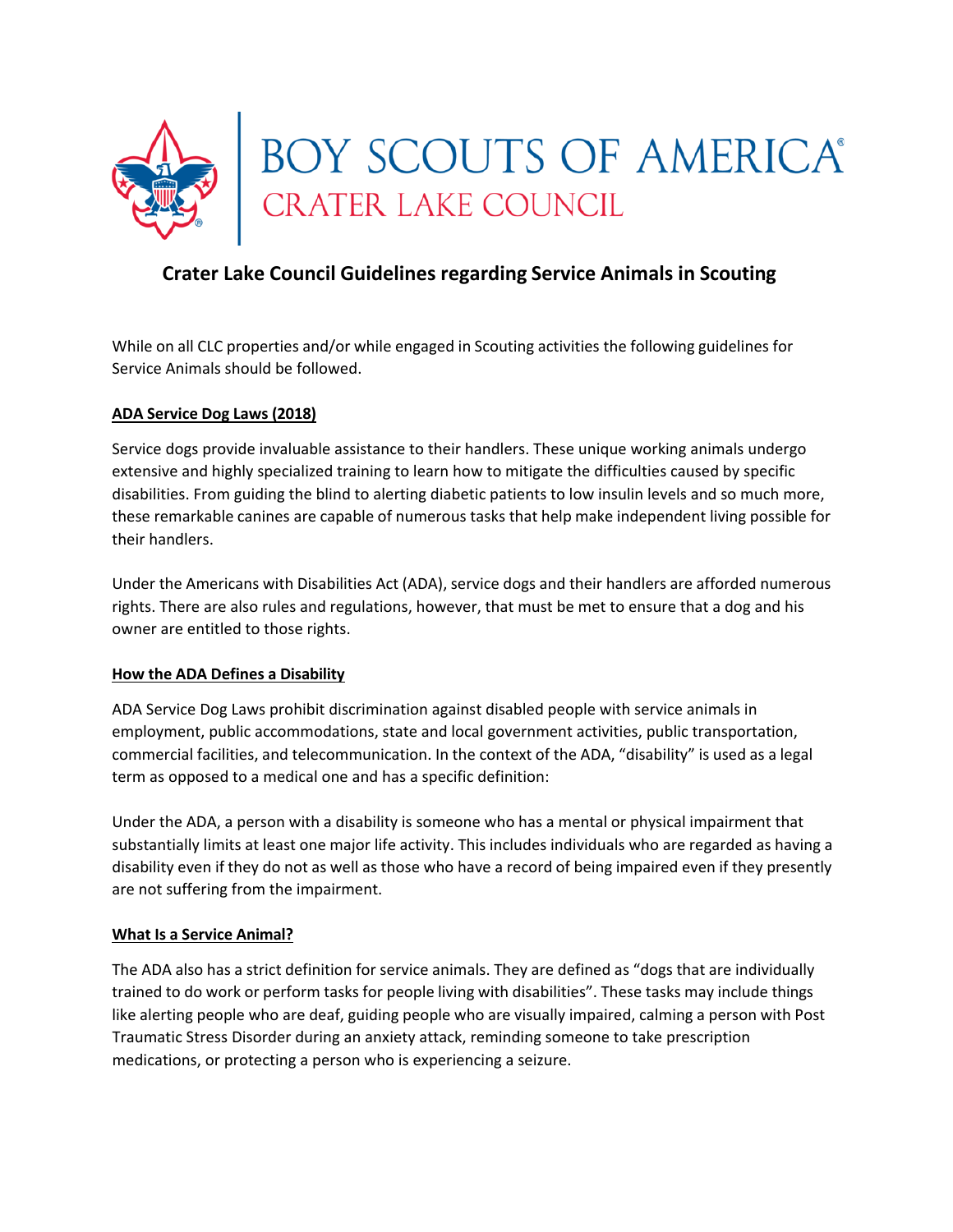# BOY SCOUTS OF AMERICA®
## CRATER LAKE COUNCIL

## Crater Lake Council Guidelines regarding Service Animals in Scouting

While on all CLC properties and/or while engaged in Scouting activities the following guidelines for Service Animals should be followed.

### ADA Service Dog Laws (2018)

Service dogs provide invaluable assistance to their handlers. These unique working animals undergo extensive and highly specialized training to learn how to mitigate the difficulties caused by specific disabilities. From guiding the blind to alerting diabetic patients to low insulin levels and so much more, these remarkable canines are capable of numerous tasks that help make independent living possible for their handlers.

Under the Americans with Disabilities Act (ADA), service dogs and their handlers are afforded numerous rights. There are also rules and regulations, however, that must be met to ensure that a dog and his owner are entitled to those rights.

### How the ADA Defines a Disability

ADA Service Dog Laws prohibit discrimination against disabled people with service animals in employment, public accommodations, state and local government activities, public transportation, commercial facilities, and telecommunication. In the context of the ADA, "disability" is used as a legal term as opposed to a medical one and has a specific definition:

Under the ADA, a person with a disability is someone who has a mental or physical impairment that substantially limits at least one major life activity. This includes individuals who are regarded as having a disability even if they do not as well as those who have a record of being impaired even if they presently are not suffering from the impairment.

### What Is a Service Animal?

The ADA also has a strict definition for service animals. They are defined as "dogs that are individually trained to do work or perform tasks for people living with disabilities". These tasks may include things like alerting people who are deaf, guiding people who are visually impaired, calming a person with Post Traumatic Stress Disorder during an anxiety attack, reminding someone to take prescription medications, or protecting a person who is experiencing a seizure.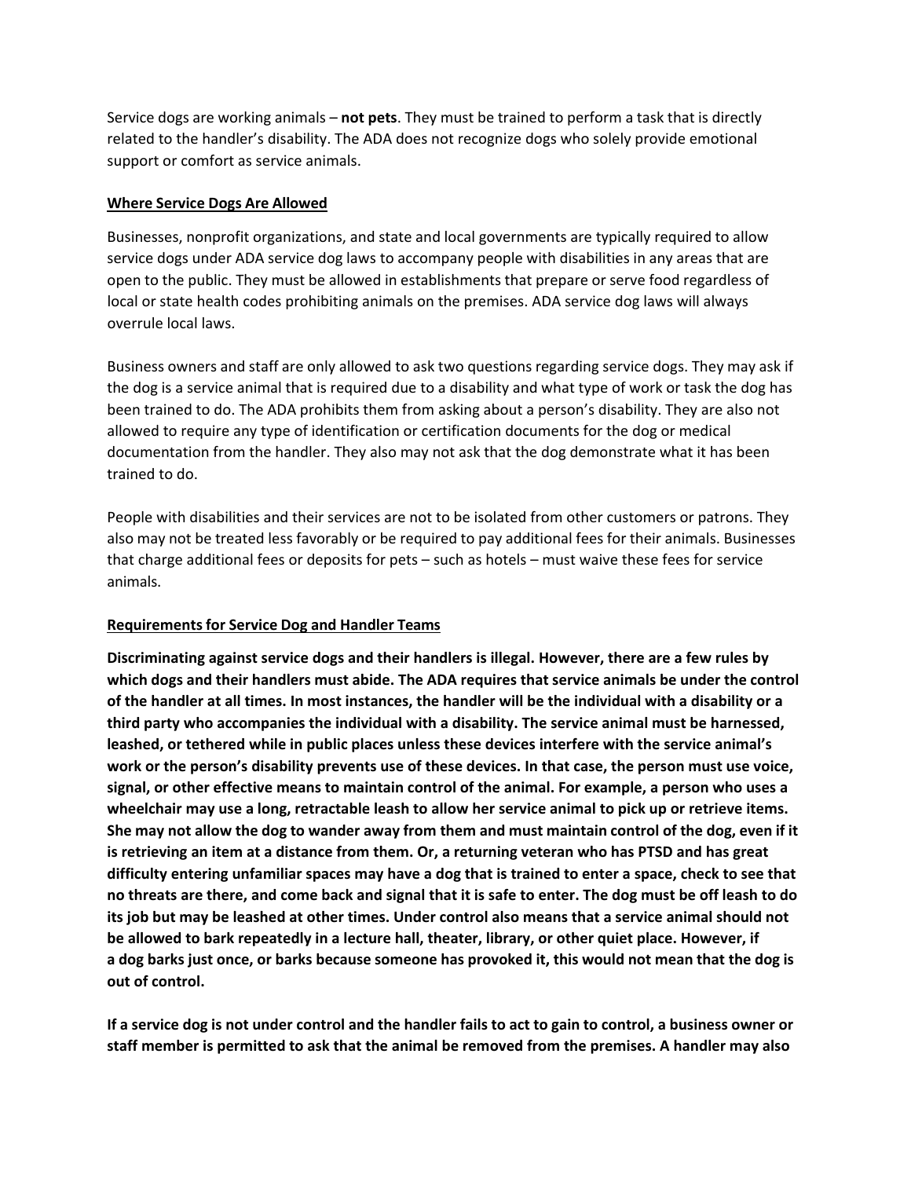Service dogs are working animals – **not pets**. They must be trained to perform a task that is directly related to the handler's disability. The ADA does not recognize dogs who solely provide emotional support or comfort as service animals.

### Where Service Dogs Are Allowed

Businesses, nonprofit organizations, and state and local governments are typically required to allow service dogs under ADA service dog laws to accompany people with disabilities in any areas that are open to the public. They must be allowed in establishments that prepare or serve food regardless of local or state health codes prohibiting animals on the premises. ADA service dog laws will always overrule local laws.

Business owners and staff are only allowed to ask two questions regarding service dogs. They may ask if the dog is a service animal that is required due to a disability and what type of work or task the dog has been trained to do. The ADA prohibits them from asking about a person's disability. They are also not allowed to require any type of identification or certification documents for the dog or medical documentation from the handler. They also may not ask that the dog demonstrate what it has been trained to do.

People with disabilities and their services are not to be isolated from other customers or patrons. They also may not be treated less favorably or be required to pay additional fees for their animals. Businesses that charge additional fees or deposits for pets – such as hotels – must waive these fees for service animals.

### Requirements for Service Dog and Handler Teams

**Discriminating against service dogs and their handlers is illegal. However, there are a few rules by which dogs and their handlers must abide. The ADA requires that service animals be under the control of the handler at all times. In most instances, the handler will be the individual with a disability or a third party who accompanies the individual with a disability. The service animal must be harnessed, leashed, or tethered while in public places unless these devices interfere with the service animal's work or the person's disability prevents use of these devices. In that case, the person must use voice, signal, or other effective means to maintain control of the animal. For example, a person who uses a wheelchair may use a long, retractable leash to allow her service animal to pick up or retrieve items. She may not allow the dog to wander away from them and must maintain control of the dog, even if it is retrieving an item at a distance from them. Or, a returning veteran who has PTSD and has great difficulty entering unfamiliar spaces may have a dog that is trained to enter a space, check to see that no threats are there, and come back and signal that it is safe to enter. The dog must be off leash to do its job but may be leashed at other times. Under control also means that a service animal should not be allowed to bark repeatedly in a lecture hall, theater, library, or other quiet place. However, if a dog barks just once, or barks because someone has provoked it, this would not mean that the dog is out of control.**

**If a service dog is not under control and the handler fails to act to gain to control, a business owner or staff member is permitted to ask that the animal be removed from the premises. A handler may also**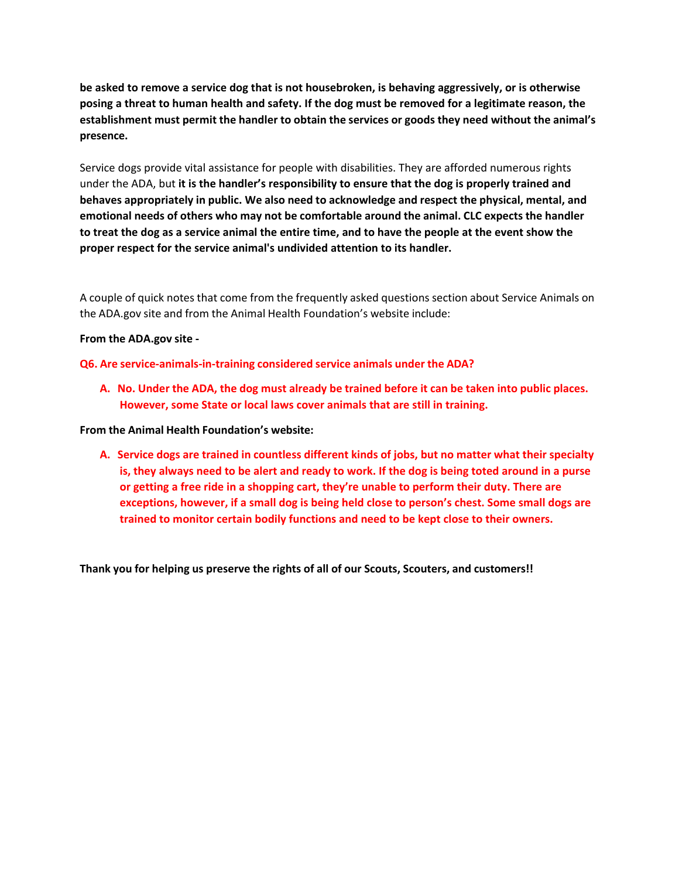**be asked to remove a service dog that is not housebroken, is behaving aggressively, or is otherwise posing a threat to human health and safety. If the dog must be removed for a legitimate reason, the establishment must permit the handler to obtain the services or goods they need without the animal's presence.**

Service dogs provide vital assistance for people with disabilities. They are afforded numerous rights under the ADA, but **it is the handler's responsibility to ensure that the dog is properly trained and behaves appropriately in public. We also need to acknowledge and respect the physical, mental, and emotional needs of others who may not be comfortable around the animal. CLC expects the handler to treat the dog as a service animal the entire time, and to have the people at the event show the proper respect for the service animal's undivided attention to its handler.**

A couple of quick notes that come from the frequently asked questions section about Service Animals on the ADA.gov site and from the Animal Health Foundation's website include:

**From the ADA.gov site -**

**Q6. Are service-animals-in-training considered service animals under the ADA?**

**A. No. Under the ADA, the dog must already be trained before it can be taken into public places. However, some State or local laws cover animals that are still in training.**

**From the Animal Health Foundation's website:**

**A. Service dogs are trained in countless different kinds of jobs, but no matter what their specialty is, they always need to be alert and ready to work. If the dog is being toted around in a purse or getting a free ride in a shopping cart, they're unable to perform their duty. There are exceptions, however, if a small dog is being held close to person's chest. Some small dogs are trained to monitor certain bodily functions and need to be kept close to their owners.**

**Thank you for helping us preserve the rights of all of our Scouts, Scouters, and customers!!**